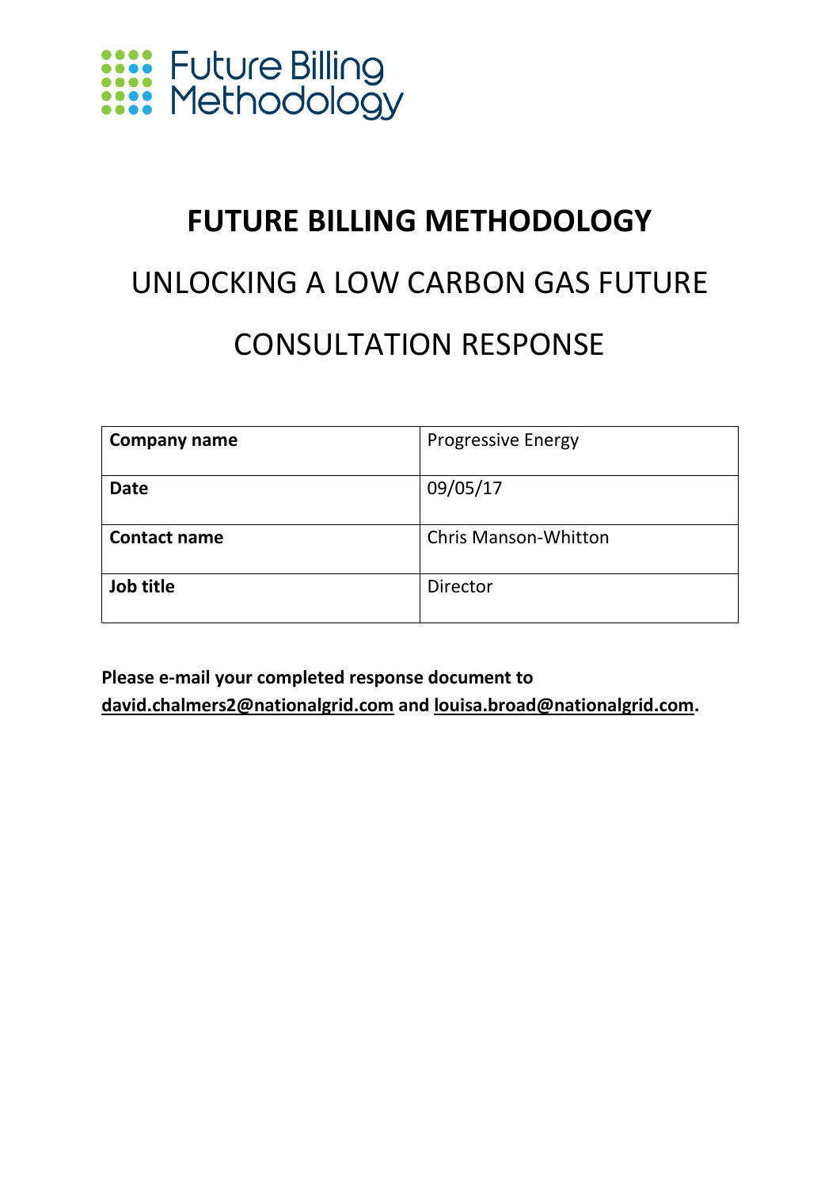Future Billing Methodology

# FUTURE BILLING METHODOLOGY

## UNLOCKING A LOW CARBON GAS FUTURE

## CONSULTATION RESPONSE

| **Company name** | Progressive Energy |
|---|---|
| **Date** | 09/05/17 |
| **Contact name** | Chris Manson-Whitton |
| **Job title** | Director |

**Please e-mail your completed response document to david.chalmers2@nationalgrid.com and louisa.broad@nationalgrid.com.**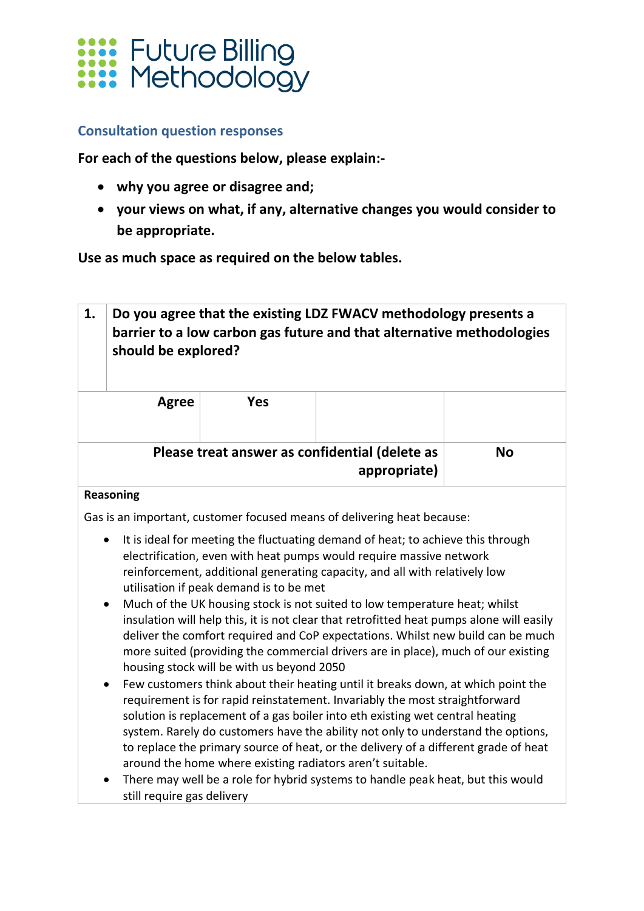# Future Billing Methodology

## Consultation question responses

**For each of the questions below, please explain:-**

- **why you agree or disagree and;**
- **your views on what, if any, alternative changes you would consider to be appropriate.**

**Use as much space as required on the below tables.**

| 1. | Do you agree that the existing LDZ FWACV methodology presents a barrier to a low carbon gas future and that alternative methodologies should be explored? | | |
|---|---|---|---|
| **Agree** | **Yes** | | |
| **Please treat answer as confidential (delete as appropriate)** | | | **No** |

**Reasoning**

Gas is an important, customer focused means of delivering heat because:

- It is ideal for meeting the fluctuating demand of heat; to achieve this through electrification, even with heat pumps would require massive network reinforcement, additional generating capacity, and all with relatively low utilisation if peak demand is to be met
- Much of the UK housing stock is not suited to low temperature heat; whilst insulation will help this, it is not clear that retrofitted heat pumps alone will easily deliver the comfort required and CoP expectations. Whilst new build can be much more suited (providing the commercial drivers are in place), much of our existing housing stock will be with us beyond 2050
- Few customers think about their heating until it breaks down, at which point the requirement is for rapid reinstatement. Invariably the most straightforward solution is replacement of a gas boiler into eth existing wet central heating system. Rarely do customers have the ability not only to understand the options, to replace the primary source of heat, or the delivery of a different grade of heat around the home where existing radiators aren't suitable.
- There may well be a role for hybrid systems to handle peak heat, but this would still require gas delivery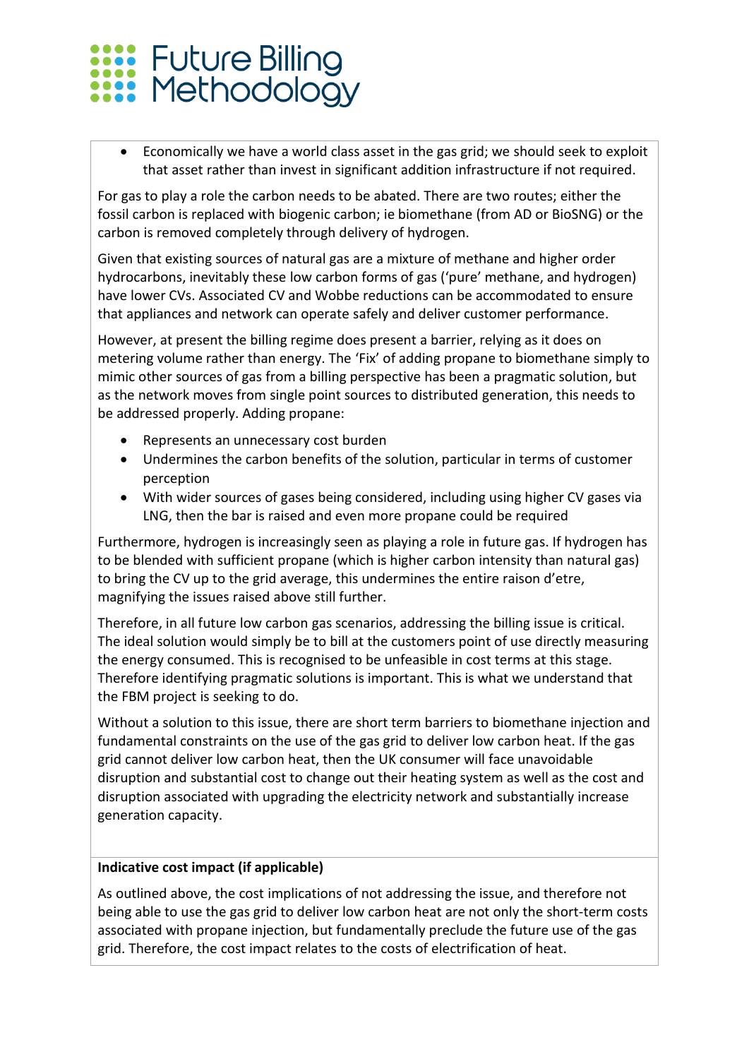- Economically we have a world class asset in the gas grid; we should seek to exploit that asset rather than invest in significant addition infrastructure if not required.

For gas to play a role the carbon needs to be abated. There are two routes; either the fossil carbon is replaced with biogenic carbon; ie biomethane (from AD or BioSNG) or the carbon is removed completely through delivery of hydrogen.

Given that existing sources of natural gas are a mixture of methane and higher order hydrocarbons, inevitably these low carbon forms of gas ('pure' methane, and hydrogen) have lower CVs. Associated CV and Wobbe reductions can be accommodated to ensure that appliances and network can operate safely and deliver customer performance.

However, at present the billing regime does present a barrier, relying as it does on metering volume rather than energy. The 'Fix' of adding propane to biomethane simply to mimic other sources of gas from a billing perspective has been a pragmatic solution, but as the network moves from single point sources to distributed generation, this needs to be addressed properly. Adding propane:

- Represents an unnecessary cost burden
- Undermines the carbon benefits of the solution, particular in terms of customer perception
- With wider sources of gases being considered, including using higher CV gases via LNG, then the bar is raised and even more propane could be required

Furthermore, hydrogen is increasingly seen as playing a role in future gas. If hydrogen has to be blended with sufficient propane (which is higher carbon intensity than natural gas) to bring the CV up to the grid average, this undermines the entire raison d'etre, magnifying the issues raised above still further.

Therefore, in all future low carbon gas scenarios, addressing the billing issue is critical. The ideal solution would simply be to bill at the customers point of use directly measuring the energy consumed. This is recognised to be unfeasible in cost terms at this stage. Therefore identifying pragmatic solutions is important. This is what we understand that the FBM project is seeking to do.

Without a solution to this issue, there are short term barriers to biomethane injection and fundamental constraints on the use of the gas grid to deliver low carbon heat. If the gas grid cannot deliver low carbon heat, then the UK consumer will face unavoidable disruption and substantial cost to change out their heating system as well as the cost and disruption associated with upgrading the electricity network and substantially increase generation capacity.

**Indicative cost impact (if applicable)**

As outlined above, the cost implications of not addressing the issue, and therefore not being able to use the gas grid to deliver low carbon heat are not only the short-term costs associated with propane injection, but fundamentally preclude the future use of the gas grid. Therefore, the cost impact relates to the costs of electrification of heat.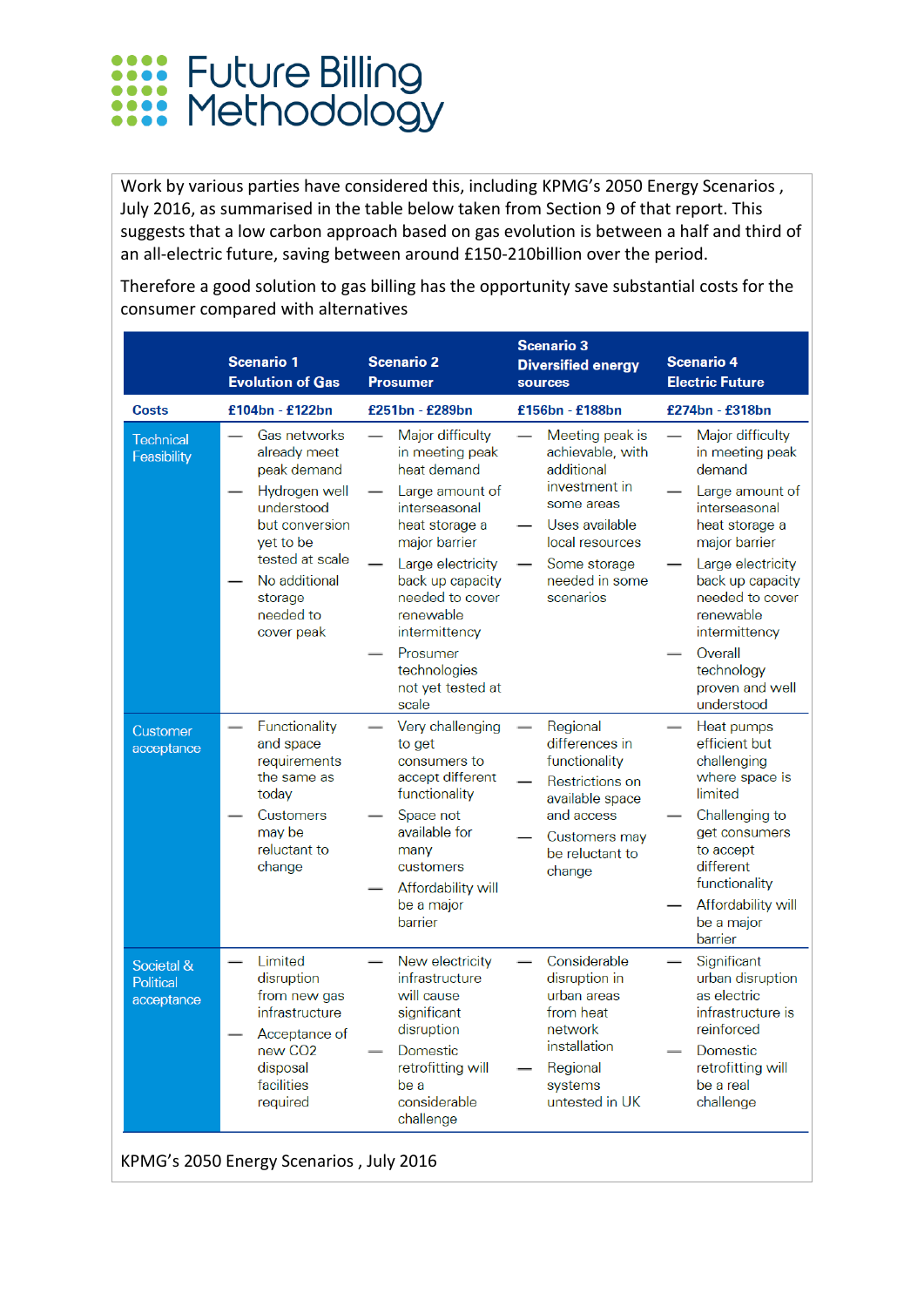Work by various parties have considered this, including KPMG's 2050 Energy Scenarios , July 2016, as summarised in the table below taken from Section 9 of that report. This suggests that a low carbon approach based on gas evolution is between a half and third of an all-electric future, saving between around £150-210billion over the period.

Therefore a good solution to gas billing has the opportunity save substantial costs for the consumer compared with alternatives

| | Scenario 1 Evolution of Gas | Scenario 2 Prosumer | Scenario 3 Diversified energy sources | Scenario 4 Electric Future |
|---|---|---|---|---|
| **Costs** | **£104bn - £122bn** | **£251bn - £289bn** | **£156bn - £188bn** | **£274bn - £318bn** |
| Technical Feasibility | — Gas networks already meet peak demand<br>— Hydrogen well understood but conversion yet to be tested at scale<br>— No additional storage needed to cover peak | — Major difficulty in meeting peak heat demand<br>— Large amount of interseasonal heat storage a major barrier<br>— Large electricity back up capacity needed to cover renewable intermittency<br>— Prosumer technologies not yet tested at scale | — Meeting peak is achievable, with additional investment in some areas<br>— Uses available local resources<br>— Some storage needed in some scenarios | — Major difficulty in meeting peak demand<br>— Large amount of interseasonal heat storage a major barrier<br>— Large electricity back up capacity needed to cover renewable intermittency<br>— Overall technology proven and well understood |
| Customer acceptance | — Functionality and space requirements the same as today<br>— Customers may be reluctant to change | — Very challenging to get consumers to accept different functionality<br>— Space not available for many customers<br>— Affordability will be a major barrier | — Regional differences in functionality<br>— Restrictions on available space and access<br>— Customers may be reluctant to change | — Heat pumps efficient but challenging where space is limited<br>— Challenging to get consumers to accept different functionality<br>— Affordability will be a major barrier |
| Societal & Political acceptance | — Limited disruption from new gas infrastructure<br>— Acceptance of new CO2 disposal facilities required | — New electricity infrastructure will cause significant disruption<br>— Domestic retrofitting will be a considerable challenge | — Considerable disruption in urban areas from heat network installation<br>— Regional systems untested in UK | — Significant urban disruption as electric infrastructure is reinforced<br>— Domestic retrofitting will be a real challenge |

KPMG's 2050 Energy Scenarios , July 2016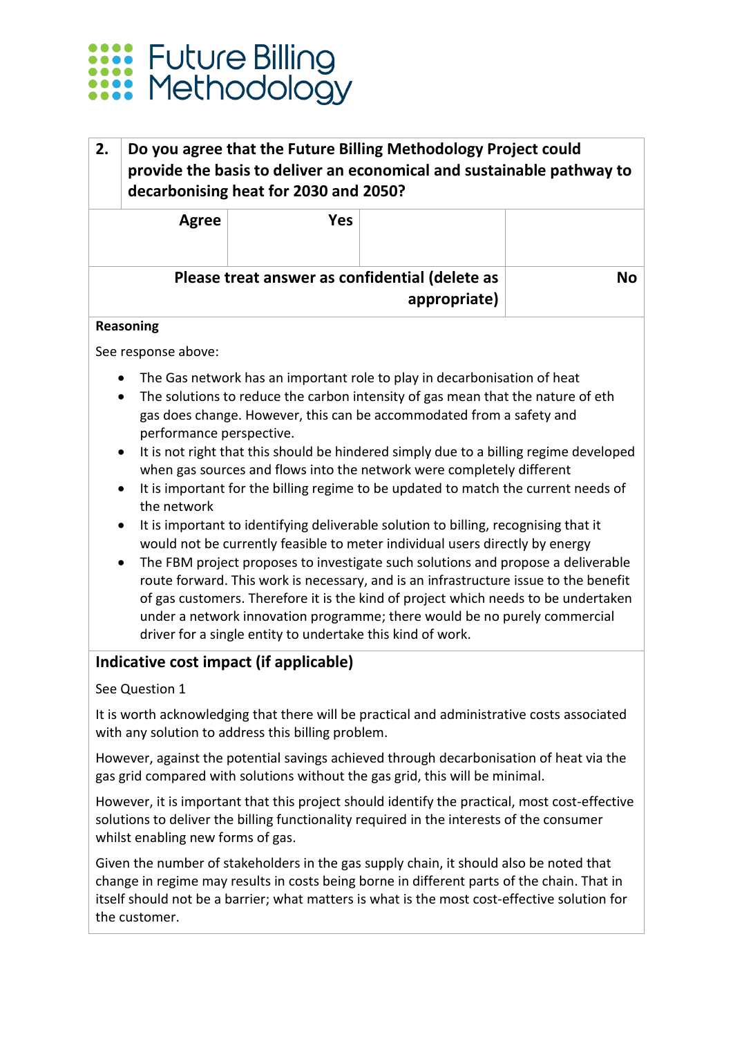# Future Billing Methodology

| 2. | Do you agree that the Future Billing Methodology Project could provide the basis to deliver an economical and sustainable pathway to decarbonising heat for 2030 and 2050? | | |
|---|---|---|---|
| Agree | Yes | | |
| Please treat answer as confidential (delete as appropriate) | | | No |

**Reasoning**

See response above:

- The Gas network has an important role to play in decarbonisation of heat
- The solutions to reduce the carbon intensity of gas mean that the nature of eth gas does change. However, this can be accommodated from a safety and performance perspective.
- It is not right that this should be hindered simply due to a billing regime developed when gas sources and flows into the network were completely different
- It is important for the billing regime to be updated to match the current needs of the network
- It is important to identifying deliverable solution to billing, recognising that it would not be currently feasible to meter individual users directly by energy
- The FBM project proposes to investigate such solutions and propose a deliverable route forward. This work is necessary, and is an infrastructure issue to the benefit of gas customers. Therefore it is the kind of project which needs to be undertaken under a network innovation programme; there would be no purely commercial driver for a single entity to undertake this kind of work.

## Indicative cost impact (if applicable)

See Question 1

It is worth acknowledging that there will be practical and administrative costs associated with any solution to address this billing problem.

However, against the potential savings achieved through decarbonisation of heat via the gas grid compared with solutions without the gas grid, this will be minimal.

However, it is important that this project should identify the practical, most cost-effective solutions to deliver the billing functionality required in the interests of the consumer whilst enabling new forms of gas.

Given the number of stakeholders in the gas supply chain, it should also be noted that change in regime may results in costs being borne in different parts of the chain. That in itself should not be a barrier; what matters is what is the most cost-effective solution for the customer.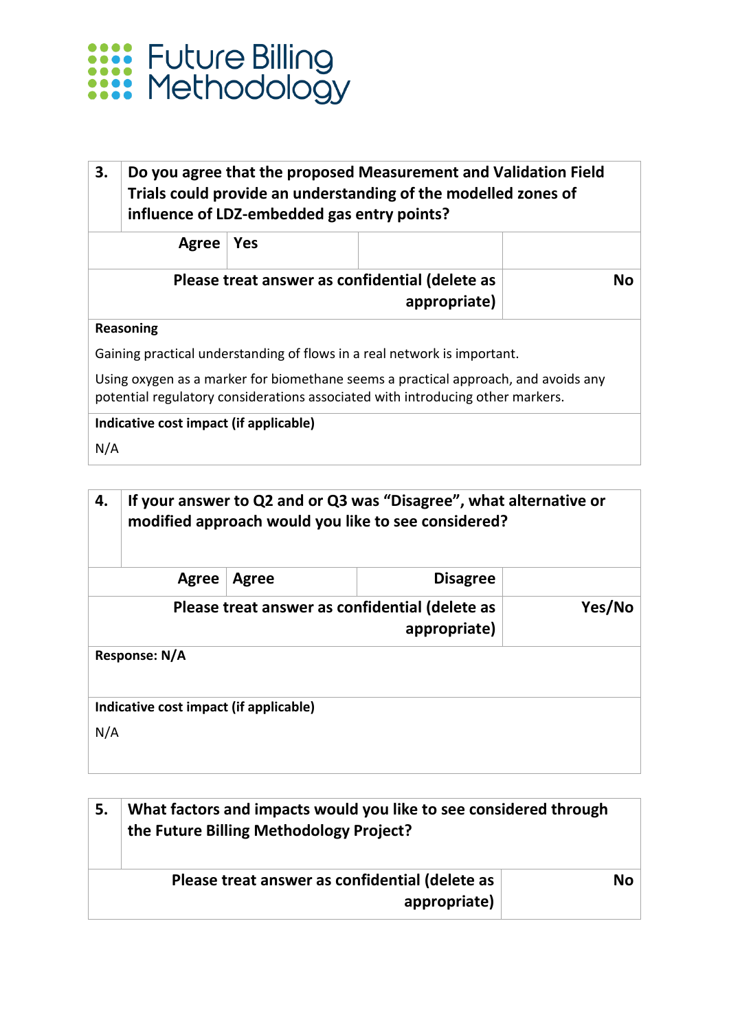Future Billing Methodology

| 3. | Do you agree that the proposed Measurement and Validation Field Trials could provide an understanding of the modelled zones of influence of LDZ-embedded gas entry points? | | |
|---|---|---|---|
| Agree | Yes | | |
| Please treat answer as confidential (delete as appropriate) | | | No |

**Reasoning**

Gaining practical understanding of flows in a real network is important.

Using oxygen as a marker for biomethane seems a practical approach, and avoids any potential regulatory considerations associated with introducing other markers.

**Indicative cost impact (if applicable)**

N/A

| 4. | If your answer to Q2 and or Q3 was "Disagree", what alternative or modified approach would you like to see considered? | | |
|---|---|---|---|
| Agree | Agree | Disagree | |
| Please treat answer as confidential (delete as appropriate) | | | Yes/No |

**Response: N/A**

**Indicative cost impact (if applicable)**

N/A

| 5. | What factors and impacts would you like to see considered through the Future Billing Methodology Project? |
|---|---|
| Please treat answer as confidential (delete as appropriate) | No |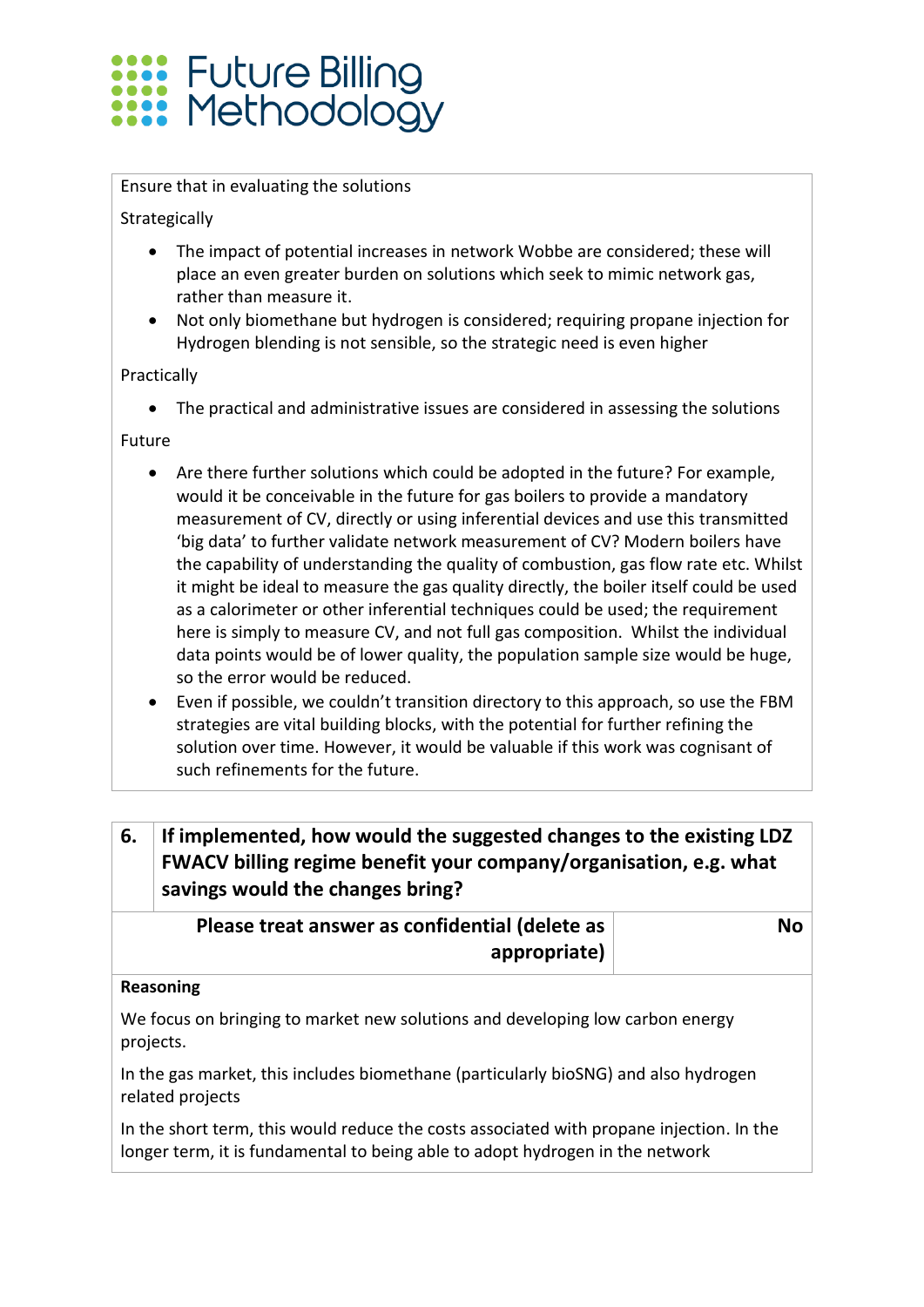Ensure that in evaluating the solutions

Strategically

- The impact of potential increases in network Wobbe are considered; these will place an even greater burden on solutions which seek to mimic network gas, rather than measure it.
- Not only biomethane but hydrogen is considered; requiring propane injection for Hydrogen blending is not sensible, so the strategic need is even higher

Practically

- The practical and administrative issues are considered in assessing the solutions

Future

- Are there further solutions which could be adopted in the future? For example, would it be conceivable in the future for gas boilers to provide a mandatory measurement of CV, directly or using inferential devices and use this transmitted 'big data' to further validate network measurement of CV? Modern boilers have the capability of understanding the quality of combustion, gas flow rate etc. Whilst it might be ideal to measure the gas quality directly, the boiler itself could be used as a calorimeter or other inferential techniques could be used; the requirement here is simply to measure CV, and not full gas composition. Whilst the individual data points would be of lower quality, the population sample size would be huge, so the error would be reduced.
- Even if possible, we couldn't transition directory to this approach, so use the FBM strategies are vital building blocks, with the potential for further refining the solution over time. However, it would be valuable if this work was cognisant of such refinements for the future.

| 6. | **If implemented, how would the suggested changes to the existing LDZ FWACV billing regime benefit your company/organisation, e.g. what savings would the changes bring?** |
|---|---|
| **Please treat answer as confidential (delete as appropriate)** | **No** |

**Reasoning**

We focus on bringing to market new solutions and developing low carbon energy projects.

In the gas market, this includes biomethane (particularly bioSNG) and also hydrogen related projects

In the short term, this would reduce the costs associated with propane injection. In the longer term, it is fundamental to being able to adopt hydrogen in the network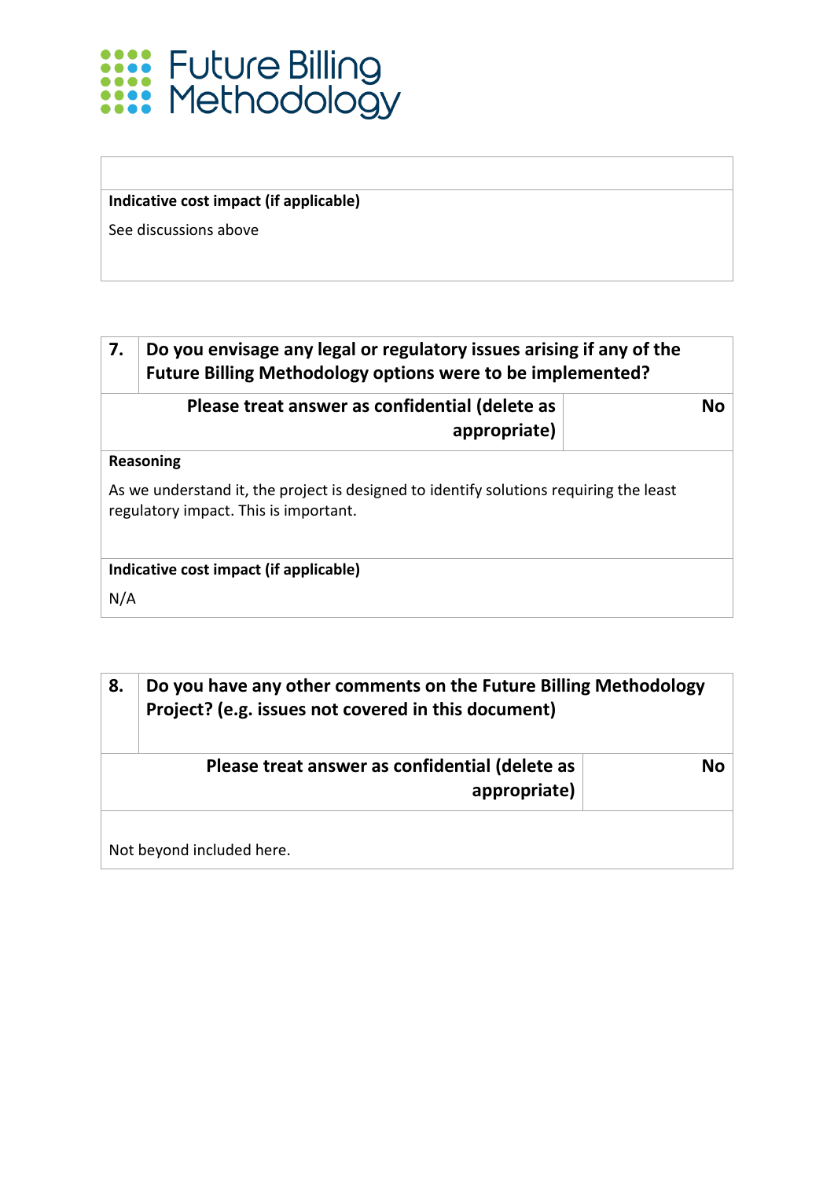| |
|---|
| |
| **Indicative cost impact (if applicable)**<br><br>See discussions above |

| **7.** | **Do you envisage any legal or regulatory issues arising if any of the Future Billing Methodology options were to be implemented?** |
|---|---|
| **Please treat answer as confidential (delete as appropriate)** | **No** |

**Reasoning**

As we understand it, the project is designed to identify solutions requiring the least regulatory impact. This is important.

**Indicative cost impact (if applicable)**

N/A

| **8.** | **Do you have any other comments on the Future Billing Methodology Project? (e.g. issues not covered in this document)** |
|---|---|
| **Please treat answer as confidential (delete as appropriate)** | **No** |

Not beyond included here.